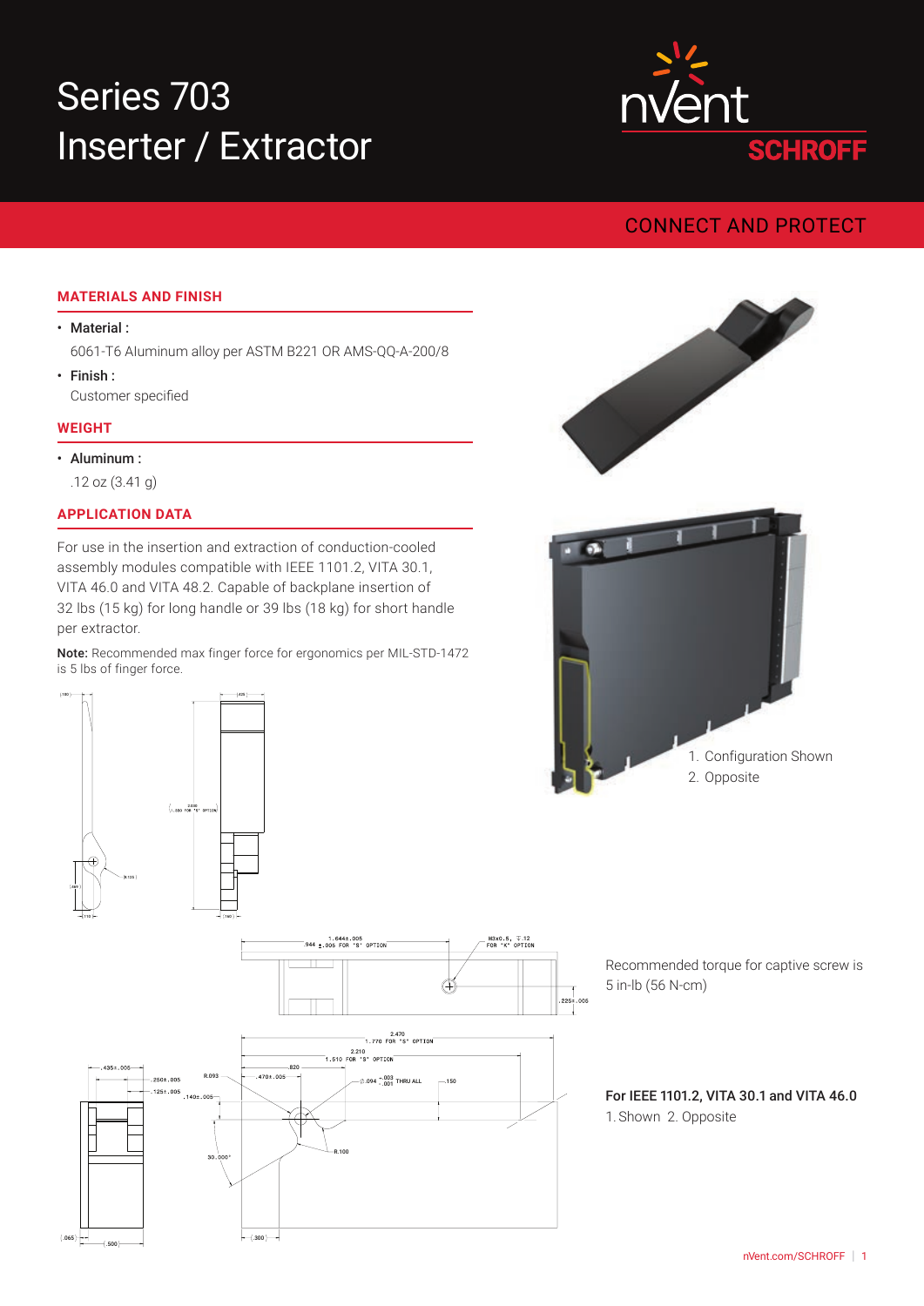# Series 703 Inserter / Extractor

nVent SCHROFF

CONNECT AND PROTECT

## MATERIALS AND FINISH

- **Material :**
  6061-T6 Aluminum alloy per ASTM B221 OR AMS-QQ-A-200/8
- **Finish :**
  Customer specified

## WEIGHT

- **Aluminum :**
  .12 oz (3.41 g)

## APPLICATION DATA

For use in the insertion and extraction of conduction-cooled assembly modules compatible with IEEE 1101.2, VITA 30.1, VITA 46.0 and VITA 48.2. Capable of backplane insertion of 32 lbs (15 kg) for long handle or 39 lbs (18 kg) for short handle per extractor.

**Note:** Recommended max finger force for ergonomics per MIL-STD-1472 is 5 lbs of finger force.

1. Configuration Shown
2. Opposite

Recommended torque for captive screw is 5 in-lb (56 N-cm)

**For IEEE 1101.2, VITA 30.1 and VITA 46.0**

1. Shown 2. Opposite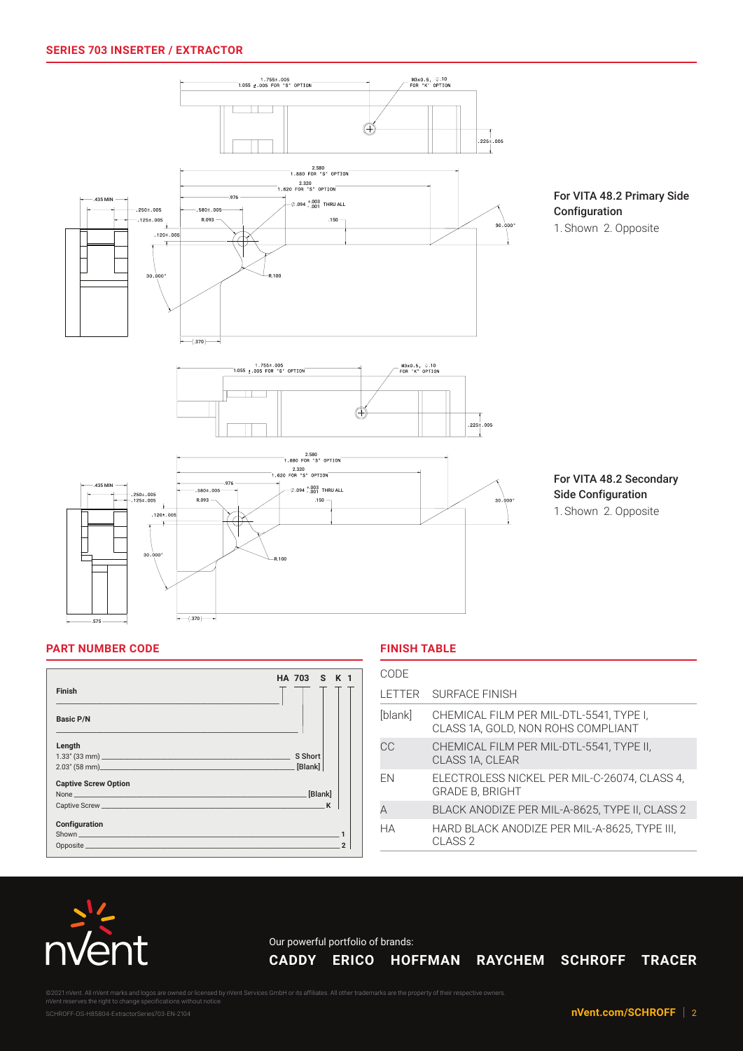## SERIES 703 INSERTER / EXTRACTOR

1.755±.005
1.055 ±.005 FOR "S" OPTION
M3x0.5, ⊽.10
FOR "K" OPTION
.225±.005
2.580
1.880 FOR "S" OPTION
2.320
1.620 FOR "S" OPTION
.976
.435 MIN
.250±.005
.125±.005
.580±.005
R.093
∅.094 +.003 -.001 THRU ALL
.150
30.000°
.120±.005
30.000°
R.100
.370

**For VITA 48.2 Primary Side Configuration**
1. Shown 2. Opposite

1.755±.005
1.055 ±.005 FOR "S" OPTION
M3x0.5, ⊽.10
FOR "K" OPTION
.225±.005
2.580
1.880 FOR "S" OPTION
2.320
1.620 FOR "S" OPTION
.976
.435 MIN
.250±.005
.125±.005
.580±.005
R.093
∅.094 +.003 -.001 THRU ALL
.150
30.000°
.120±.005
30.000°
R.100
.575
.370

**For VITA 48.2 Secondary Side Configuration**
1. Shown 2. Opposite

## PART NUMBER CODE

HA 703 S K 1

| | |
|---|---|
| **Finish** | HA |
| **Basic P/N** | 703 |
| **Length** | |
| 1.33" (33 mm) | S Short |
| 2.03" (58 mm) | [Blank] |
| **Captive Screw Option** | |
| None | [Blank] |
| Captive Screw | K |
| **Configuration** | |
| Shown | 1 |
| Opposite | 2 |

## FINISH TABLE

| CODE LETTER | SURFACE FINISH |
|---|---|
| [blank] | CHEMICAL FILM PER MIL-DTL-5541, TYPE I, CLASS 1A, GOLD, NON ROHS COMPLIANT |
| CC | CHEMICAL FILM PER MIL-DTL-5541, TYPE II, CLASS 1A, CLEAR |
| EN | ELECTROLESS NICKEL PER MIL-C-26074, CLASS 4, GRADE B, BRIGHT |
| A | BLACK ANODIZE PER MIL-A-8625, TYPE II, CLASS 2 |
| HA | HARD BLACK ANODIZE PER MIL-A-8625, TYPE III, CLASS 2 |

nVent

Our powerful portfolio of brands:
**CADDY ERICO HOFFMAN RAYCHEM SCHROFF TRACER**

©2021 nVent. All nVent marks and logos are owned or licensed by nVent Services GmbH or its affiliates. All other trademarks are the property of their respective owners.
nVent reserves the right to change specifications without notice.

SCHROFF-DS-H85804-ExtractorSeries703-EN-2104

**nVent.com/SCHROFF**